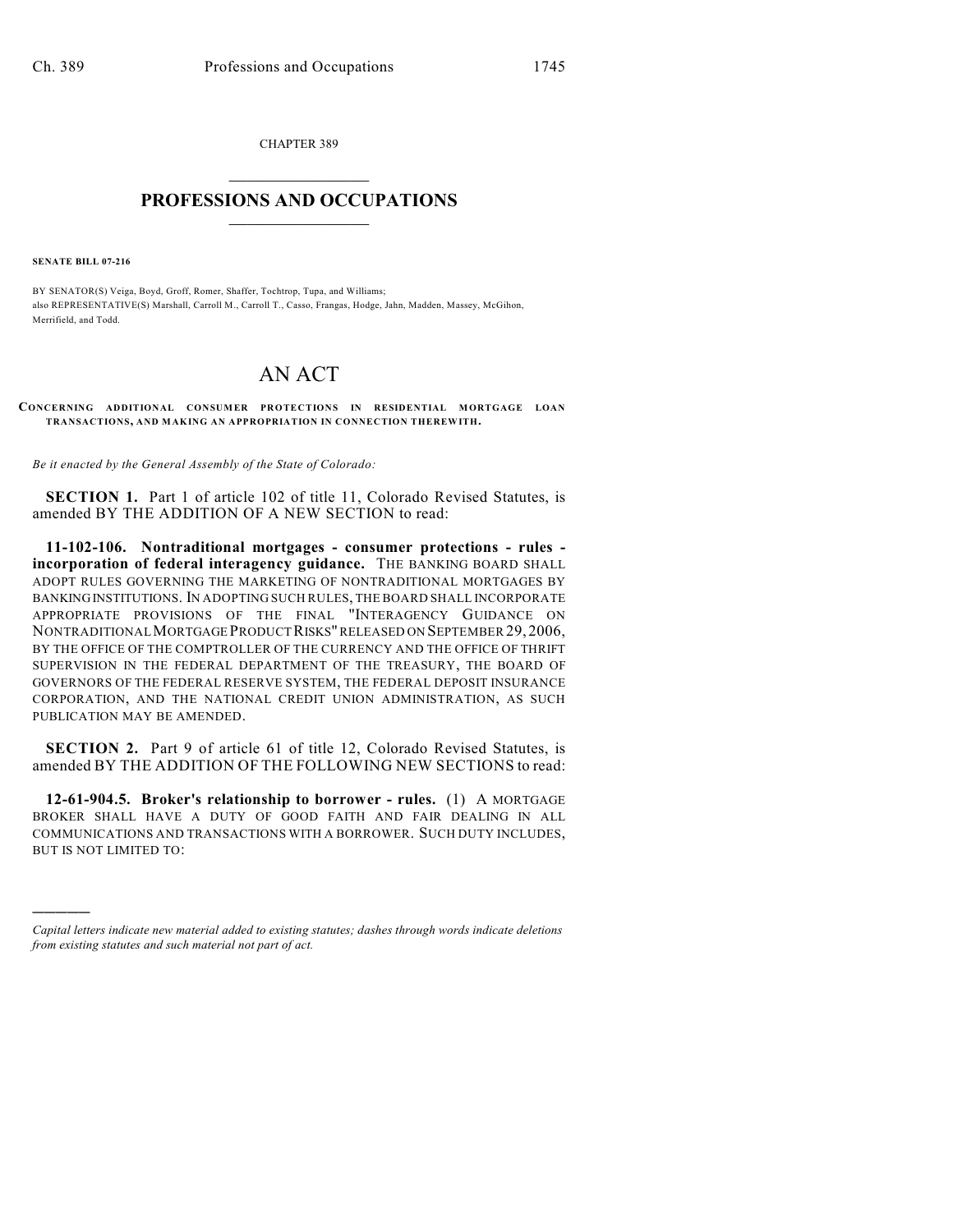CHAPTER 389

# PROFESSIONS AND OCCUPATIONS

**SENATE BILL 07-216**

BY SENATOR(S) Veiga, Boyd, Groff, Romer, Shaffer, Tochtrop, Tupa, and Williams;
also REPRESENTATIVE(S) Marshall, Carroll M., Carroll T., Casso, Frangas, Hodge, Jahn, Madden, Massey, McGihon, Merrifield, and Todd.

# AN ACT

**CONCERNING ADDITIONAL CONSUMER PROTECTIONS IN RESIDENTIAL MORTGAGE LOAN TRANSACTIONS, AND MAKING AN APPROPRIATION IN CONNECTION THEREWITH.**

*Be it enacted by the General Assembly of the State of Colorado:*

**SECTION 1.** Part 1 of article 102 of title 11, Colorado Revised Statutes, is amended BY THE ADDITION OF A NEW SECTION to read:

**11-102-106. Nontraditional mortgages - consumer protections - rules - incorporation of federal interagency guidance.** THE BANKING BOARD SHALL ADOPT RULES GOVERNING THE MARKETING OF NONTRADITIONAL MORTGAGES BY BANKING INSTITUTIONS. IN ADOPTING SUCH RULES, THE BOARD SHALL INCORPORATE APPROPRIATE PROVISIONS OF THE FINAL "INTERAGENCY GUIDANCE ON NONTRADITIONAL MORTGAGE PRODUCT RISKS" RELEASED ON SEPTEMBER 29, 2006, BY THE OFFICE OF THE COMPTROLLER OF THE CURRENCY AND THE OFFICE OF THRIFT SUPERVISION IN THE FEDERAL DEPARTMENT OF THE TREASURY, THE BOARD OF GOVERNORS OF THE FEDERAL RESERVE SYSTEM, THE FEDERAL DEPOSIT INSURANCE CORPORATION, AND THE NATIONAL CREDIT UNION ADMINISTRATION, AS SUCH PUBLICATION MAY BE AMENDED.

**SECTION 2.** Part 9 of article 61 of title 12, Colorado Revised Statutes, is amended BY THE ADDITION OF THE FOLLOWING NEW SECTIONS to read:

**12-61-904.5. Broker's relationship to borrower - rules.** (1) A MORTGAGE BROKER SHALL HAVE A DUTY OF GOOD FAITH AND FAIR DEALING IN ALL COMMUNICATIONS AND TRANSACTIONS WITH A BORROWER. SUCH DUTY INCLUDES, BUT IS NOT LIMITED TO:

---

*Capital letters indicate new material added to existing statutes; dashes through words indicate deletions from existing statutes and such material not part of act.*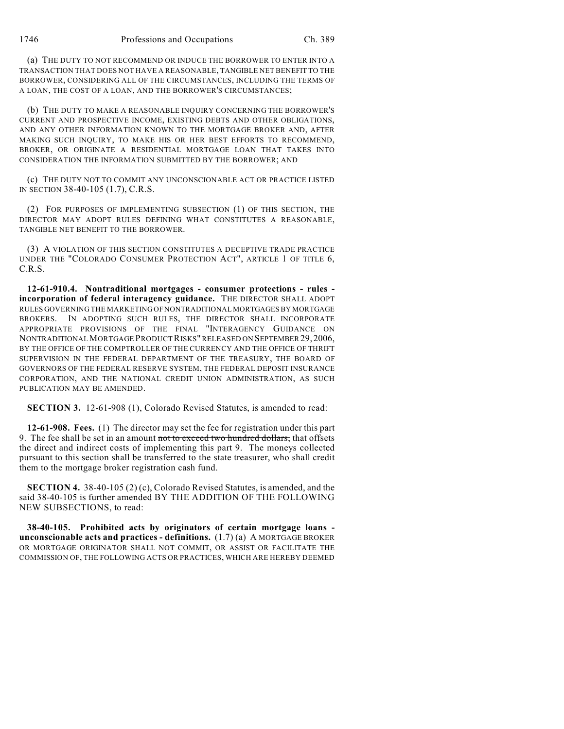(a) THE DUTY TO NOT RECOMMEND OR INDUCE THE BORROWER TO ENTER INTO A TRANSACTION THAT DOES NOT HAVE A REASONABLE, TANGIBLE NET BENEFIT TO THE BORROWER, CONSIDERING ALL OF THE CIRCUMSTANCES, INCLUDING THE TERMS OF A LOAN, THE COST OF A LOAN, AND THE BORROWER'S CIRCUMSTANCES;

(b) THE DUTY TO MAKE A REASONABLE INQUIRY CONCERNING THE BORROWER'S CURRENT AND PROSPECTIVE INCOME, EXISTING DEBTS AND OTHER OBLIGATIONS, AND ANY OTHER INFORMATION KNOWN TO THE MORTGAGE BROKER AND, AFTER MAKING SUCH INQUIRY, TO MAKE HIS OR HER BEST EFFORTS TO RECOMMEND, BROKER, OR ORIGINATE A RESIDENTIAL MORTGAGE LOAN THAT TAKES INTO CONSIDERATION THE INFORMATION SUBMITTED BY THE BORROWER; AND

(c) THE DUTY NOT TO COMMIT ANY UNCONSCIONABLE ACT OR PRACTICE LISTED IN SECTION 38-40-105 (1.7), C.R.S.

(2) FOR PURPOSES OF IMPLEMENTING SUBSECTION (1) OF THIS SECTION, THE DIRECTOR MAY ADOPT RULES DEFINING WHAT CONSTITUTES A REASONABLE, TANGIBLE NET BENEFIT TO THE BORROWER.

(3) A VIOLATION OF THIS SECTION CONSTITUTES A DECEPTIVE TRADE PRACTICE UNDER THE "COLORADO CONSUMER PROTECTION ACT", ARTICLE 1 OF TITLE 6, C.R.S.

**12-61-910.4. Nontraditional mortgages - consumer protections - rules - incorporation of federal interagency guidance.** THE DIRECTOR SHALL ADOPT RULES GOVERNING THE MARKETING OF NONTRADITIONAL MORTGAGES BY MORTGAGE BROKERS. IN ADOPTING SUCH RULES, THE DIRECTOR SHALL INCORPORATE APPROPRIATE PROVISIONS OF THE FINAL "INTERAGENCY GUIDANCE ON NONTRADITIONAL MORTGAGE PRODUCT RISKS" RELEASED ON SEPTEMBER 29, 2006, BY THE OFFICE OF THE COMPTROLLER OF THE CURRENCY AND THE OFFICE OF THRIFT SUPERVISION IN THE FEDERAL DEPARTMENT OF THE TREASURY, THE BOARD OF GOVERNORS OF THE FEDERAL RESERVE SYSTEM, THE FEDERAL DEPOSIT INSURANCE CORPORATION, AND THE NATIONAL CREDIT UNION ADMINISTRATION, AS SUCH PUBLICATION MAY BE AMENDED.

**SECTION 3.** 12-61-908 (1), Colorado Revised Statutes, is amended to read:

**12-61-908. Fees.** (1) The director may set the fee for registration under this part 9. The fee shall be set in an amount ~~not to exceed two hundred dollars,~~ that offsets the direct and indirect costs of implementing this part 9. The moneys collected pursuant to this section shall be transferred to the state treasurer, who shall credit them to the mortgage broker registration cash fund.

**SECTION 4.** 38-40-105 (2) (c), Colorado Revised Statutes, is amended, and the said 38-40-105 is further amended BY THE ADDITION OF THE FOLLOWING NEW SUBSECTIONS, to read:

**38-40-105. Prohibited acts by originators of certain mortgage loans - unconscionable acts and practices - definitions.** (1.7) (a) A MORTGAGE BROKER OR MORTGAGE ORIGINATOR SHALL NOT COMMIT, OR ASSIST OR FACILITATE THE COMMISSION OF, THE FOLLOWING ACTS OR PRACTICES, WHICH ARE HEREBY DEEMED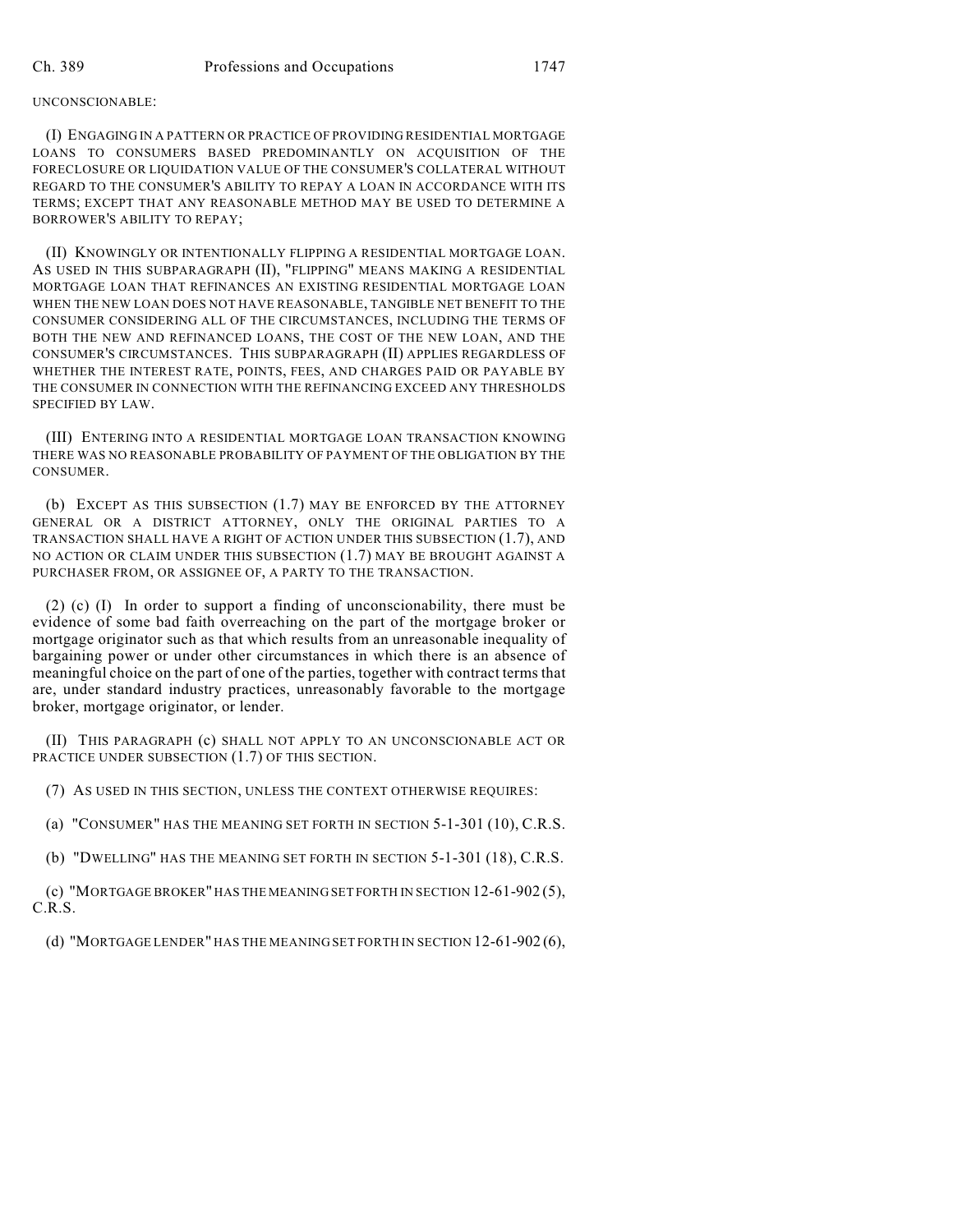UNCONSCIONABLE:

(I) ENGAGING IN A PATTERN OR PRACTICE OF PROVIDING RESIDENTIAL MORTGAGE LOANS TO CONSUMERS BASED PREDOMINANTLY ON ACQUISITION OF THE FORECLOSURE OR LIQUIDATION VALUE OF THE CONSUMER'S COLLATERAL WITHOUT REGARD TO THE CONSUMER'S ABILITY TO REPAY A LOAN IN ACCORDANCE WITH ITS TERMS; EXCEPT THAT ANY REASONABLE METHOD MAY BE USED TO DETERMINE A BORROWER'S ABILITY TO REPAY;

(II) KNOWINGLY OR INTENTIONALLY FLIPPING A RESIDENTIAL MORTGAGE LOAN. AS USED IN THIS SUBPARAGRAPH (II), "FLIPPING" MEANS MAKING A RESIDENTIAL MORTGAGE LOAN THAT REFINANCES AN EXISTING RESIDENTIAL MORTGAGE LOAN WHEN THE NEW LOAN DOES NOT HAVE REASONABLE, TANGIBLE NET BENEFIT TO THE CONSUMER CONSIDERING ALL OF THE CIRCUMSTANCES, INCLUDING THE TERMS OF BOTH THE NEW AND REFINANCED LOANS, THE COST OF THE NEW LOAN, AND THE CONSUMER'S CIRCUMSTANCES. THIS SUBPARAGRAPH (II) APPLIES REGARDLESS OF WHETHER THE INTEREST RATE, POINTS, FEES, AND CHARGES PAID OR PAYABLE BY THE CONSUMER IN CONNECTION WITH THE REFINANCING EXCEED ANY THRESHOLDS SPECIFIED BY LAW.

(III) ENTERING INTO A RESIDENTIAL MORTGAGE LOAN TRANSACTION KNOWING THERE WAS NO REASONABLE PROBABILITY OF PAYMENT OF THE OBLIGATION BY THE CONSUMER.

(b) EXCEPT AS THIS SUBSECTION (1.7) MAY BE ENFORCED BY THE ATTORNEY GENERAL OR A DISTRICT ATTORNEY, ONLY THE ORIGINAL PARTIES TO A TRANSACTION SHALL HAVE A RIGHT OF ACTION UNDER THIS SUBSECTION (1.7), AND NO ACTION OR CLAIM UNDER THIS SUBSECTION (1.7) MAY BE BROUGHT AGAINST A PURCHASER FROM, OR ASSIGNEE OF, A PARTY TO THE TRANSACTION.

(2) (c) (I) In order to support a finding of unconscionability, there must be evidence of some bad faith overreaching on the part of the mortgage broker or mortgage originator such as that which results from an unreasonable inequality of bargaining power or under other circumstances in which there is an absence of meaningful choice on the part of one of the parties, together with contract terms that are, under standard industry practices, unreasonably favorable to the mortgage broker, mortgage originator, or lender.

(II) THIS PARAGRAPH (c) SHALL NOT APPLY TO AN UNCONSCIONABLE ACT OR PRACTICE UNDER SUBSECTION (1.7) OF THIS SECTION.

(7) AS USED IN THIS SECTION, UNLESS THE CONTEXT OTHERWISE REQUIRES:

(a) "CONSUMER" HAS THE MEANING SET FORTH IN SECTION 5-1-301 (10), C.R.S.

(b) "DWELLING" HAS THE MEANING SET FORTH IN SECTION 5-1-301 (18), C.R.S.

(c) "MORTGAGE BROKER" HAS THE MEANING SET FORTH IN SECTION 12-61-902 (5), C.R.S.

(d) "MORTGAGE LENDER" HAS THE MEANING SET FORTH IN SECTION 12-61-902 (6),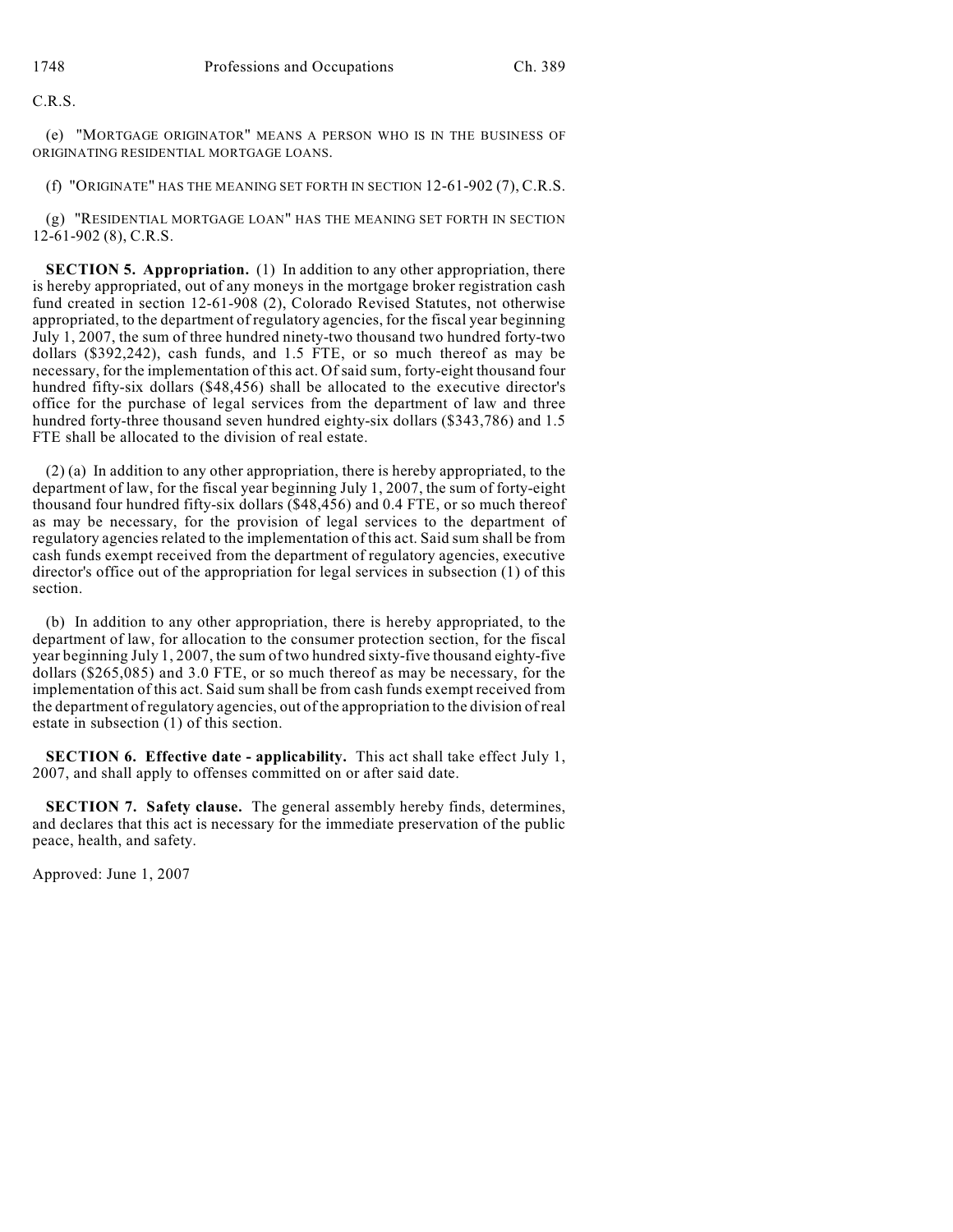C.R.S.

(e) "MORTGAGE ORIGINATOR" MEANS A PERSON WHO IS IN THE BUSINESS OF ORIGINATING RESIDENTIAL MORTGAGE LOANS.

(f) "ORIGINATE" HAS THE MEANING SET FORTH IN SECTION 12-61-902 (7), C.R.S.

(g) "RESIDENTIAL MORTGAGE LOAN" HAS THE MEANING SET FORTH IN SECTION 12-61-902 (8), C.R.S.

**SECTION 5. Appropriation.** (1) In addition to any other appropriation, there is hereby appropriated, out of any moneys in the mortgage broker registration cash fund created in section 12-61-908 (2), Colorado Revised Statutes, not otherwise appropriated, to the department of regulatory agencies, for the fiscal year beginning July 1, 2007, the sum of three hundred ninety-two thousand two hundred forty-two dollars ($392,242), cash funds, and 1.5 FTE, or so much thereof as may be necessary, for the implementation of this act. Of said sum, forty-eight thousand four hundred fifty-six dollars ($48,456) shall be allocated to the executive director's office for the purchase of legal services from the department of law and three hundred forty-three thousand seven hundred eighty-six dollars ($343,786) and 1.5 FTE shall be allocated to the division of real estate.

(2) (a) In addition to any other appropriation, there is hereby appropriated, to the department of law, for the fiscal year beginning July 1, 2007, the sum of forty-eight thousand four hundred fifty-six dollars ($48,456) and 0.4 FTE, or so much thereof as may be necessary, for the provision of legal services to the department of regulatory agencies related to the implementation of this act. Said sum shall be from cash funds exempt received from the department of regulatory agencies, executive director's office out of the appropriation for legal services in subsection (1) of this section.

(b) In addition to any other appropriation, there is hereby appropriated, to the department of law, for allocation to the consumer protection section, for the fiscal year beginning July 1, 2007, the sum of two hundred sixty-five thousand eighty-five dollars ($265,085) and 3.0 FTE, or so much thereof as may be necessary, for the implementation of this act. Said sum shall be from cash funds exempt received from the department of regulatory agencies, out of the appropriation to the division of real estate in subsection (1) of this section.

**SECTION 6. Effective date - applicability.** This act shall take effect July 1, 2007, and shall apply to offenses committed on or after said date.

**SECTION 7. Safety clause.** The general assembly hereby finds, determines, and declares that this act is necessary for the immediate preservation of the public peace, health, and safety.

Approved: June 1, 2007